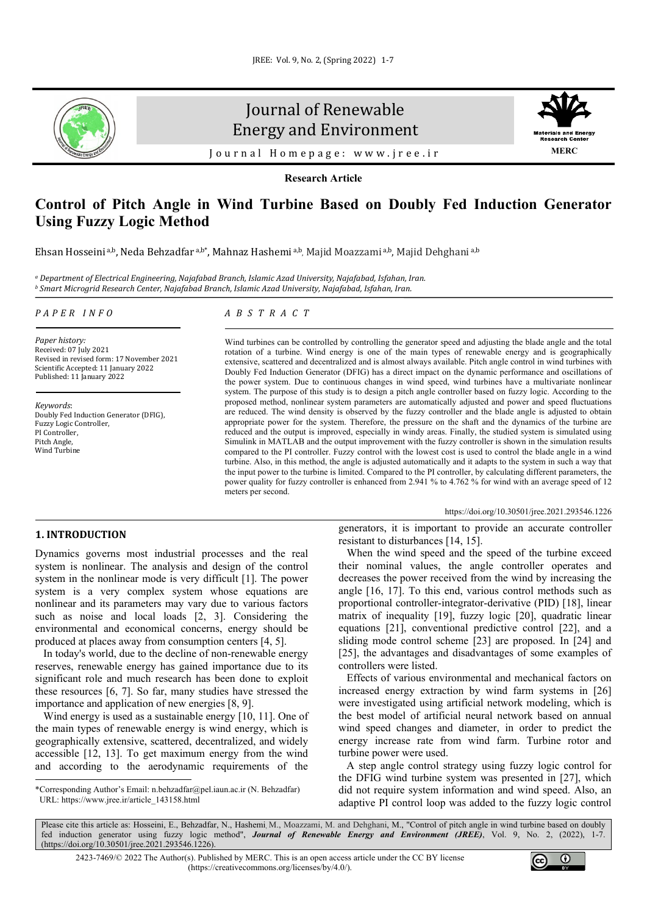Research Article

# Control of Pitch Angle in Wind Turbine Based on Doubly Fed Induction Generator Using Fuzzy Logic Method

Ehsan Hosseini [a,b], Neda Behzadfar [a,b*], Mahnaz Hashemi [a,b], Majid Moazzami [a,b], Majid Dehghani [a,b]

[a] *Department of Electrical Engineering, Najafabad Branch, Islamic Azad University, Najafabad, Isfahan, Iran.*
[b] *Smart Microgrid Research Center, Najafabad Branch, Islamic Azad University, Najafabad, Isfahan, Iran.*

*PAPER INFO*

*Paper history:*
Received: 07 July 2021
Revised in revised form: 17 November 2021
Scientific Accepted: 11 January 2022
Published: 11 January 2022

*Keywords*:
Doubly Fed Induction Generator (DFIG),
Fuzzy Logic Controller,
PI Controller,
Pitch Angle,
Wind Turbine

*ABSTRACT*

Wind turbines can be controlled by controlling the generator speed and adjusting the blade angle and the total rotation of a turbine. Wind energy is one of the main types of renewable energy and is geographically extensive, scattered and decentralized and is almost always available. Pitch angle control in wind turbines with Doubly Fed Induction Generator (DFIG) has a direct impact on the dynamic performance and oscillations of the power system. Due to continuous changes in wind speed, wind turbines have a multivariate nonlinear system. The purpose of this study is to design a pitch angle controller based on fuzzy logic. According to the proposed method, nonlinear system parameters are automatically adjusted and power and speed fluctuations are reduced. The wind density is observed by the fuzzy controller and the blade angle is adjusted to obtain appropriate power for the system. Therefore, the pressure on the shaft and the dynamics of the turbine are reduced and the output is improved, especially in windy areas. Finally, the studied system is simulated using Simulink in MATLAB and the output improvement with the fuzzy controller is shown in the simulation results compared to the PI controller. Fuzzy control with the lowest cost is used to control the blade angle in a wind turbine. Also, in this method, the angle is adjusted automatically and it adapts to the system in such a way that the input power to the turbine is limited. Compared to the PI controller, by calculating different parameters, the power quality for fuzzy controller is enhanced from 2.941 % to 4.762 % for wind with an average speed of 12 meters per second.

https://doi.org/10.30501/jree.2021.293546.1226

## 1. INTRODUCTION

Dynamics governs most industrial processes and the real system is nonlinear. The analysis and design of the control system in the nonlinear mode is very difficult [1]. The power system is a very complex system whose equations are nonlinear and its parameters may vary due to various factors such as noise and local loads [2, 3]. Considering the environmental and economical concerns, energy should be produced at places away from consumption centers [4, 5].

In today's world, due to the decline of non-renewable energy reserves, renewable energy has gained importance due to its significant role and much research has been done to exploit these resources [6, 7]. So far, many studies have stressed the importance and application of new energies [8, 9].

Wind energy is used as a sustainable energy [10, 11]. One of the main types of renewable energy is wind energy, which is geographically extensive, scattered, decentralized, and widely accessible [12, 13]. To get maximum energy from the wind and according to the aerodynamic requirements of the generators, it is important to provide an accurate controller resistant to disturbances [14, 15].

When the wind speed and the speed of the turbine exceed their nominal values, the angle controller operates and decreases the power received from the wind by increasing the angle [16, 17]. To this end, various control methods such as proportional controller-integrator-derivative (PID) [18], linear matrix of inequality [19], fuzzy logic [20], quadratic linear equations [21], conventional predictive control [22], and a sliding mode control scheme [23] are proposed. In [24] and [25], the advantages and disadvantages of some examples of controllers were listed.

Effects of various environmental and mechanical factors on increased energy extraction by wind farm systems in [26] were investigated using artificial neural network modeling, which is the best model of artificial neural network based on annual wind speed changes and diameter, in order to predict the energy increase rate from wind farm. Turbine rotor and turbine power were used.

A step angle control strategy using fuzzy logic control for the DFIG wind turbine system was presented in [27], which did not require system information and wind speed. Also, an adaptive PI control loop was added to the fuzzy logic control

*Corresponding Author's Email: n.behzadfar@pel.iaun.ac.ir (N. Behzadfar)
URL: https://www.jree.ir/article_143158.html

Please cite this article as: Hosseini, E., Behzadfar, N., Hashemi, M., Moazzami, M. and Dehghani, M., "Control of pitch angle in wind turbine based on doubly fed induction generator using fuzzy logic method", *Journal of Renewable Energy and Environment (JREE)*, Vol. 9, No. 2, (2022), 1-7. (https://doi.org/10.30501/jree.2021.293546.1226).

2423-7469/© 2022 The Author(s). Published by MERC. This is an open access article under the CC BY license (https://creativecommons.org/licenses/by/4.0/).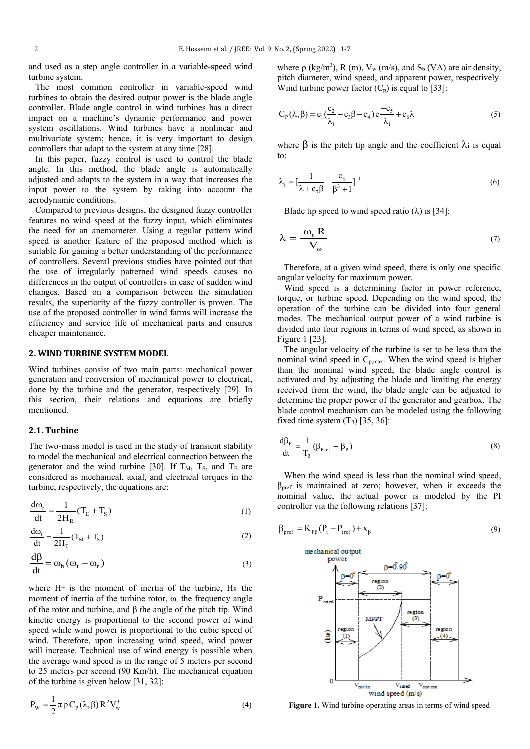and used as a step angle controller in a variable-speed wind turbine system.

The most common controller in variable-speed wind turbines to obtain the desired output power is the blade angle controller. Blade angle control in wind turbines has a direct impact on a machine's dynamic performance and power system oscillations. Wind turbines have a nonlinear and multivariate system; hence, it is very important to design controllers that adapt to the system at any time [28].

In this paper, fuzzy control is used to control the blade angle. In this method, the blade angle is automatically adjusted and adapts to the system in a way that increases the input power to the system by taking into account the aerodynamic conditions.

Compared to previous designs, the designed fuzzy controller features no wind speed at the fuzzy input, which eliminates the need for an anemometer. Using a regular pattern wind speed is another feature of the proposed method which is suitable for gaining a better understanding of the performance of controllers. Several previous studies have pointed out that the use of irregularly patterned wind speeds causes no differences in the output of controllers in case of sudden wind changes. Based on a comparison between the simulation results, the superiority of the fuzzy controller is proven. The use of the proposed controller in wind farms will increase the efficiency and service life of mechanical parts and ensures cheaper maintenance.

## 2. WIND TURBINE SYSTEM MODEL

Wind turbines consist of two main parts: mechanical power generation and conversion of mechanical power to electrical, done by the turbine and the generator, respectively [29]. In this section, their relations and equations are briefly mentioned.

### 2.1. Turbine

The two-mass model is used in the study of transient stability to model the mechanical and electrical connection between the generator and the wind turbine [30]. If $T_M$, $T_S$, and $T_E$ are considered as mechanical, axial, and electrical torques in the turbine, respectively, the equations are:

$$\frac{d\omega_r}{dt} = \frac{1}{2H_R}(T_E + T_S) \tag{1}$$

$$\frac{d\omega_t}{dt} = \frac{1}{2H_T}(T_M + T_S) \tag{2}$$

$$\frac{d\beta}{dt} = \omega_b(\omega_t + \omega_r) \tag{3}$$

where $H_T$ is the moment of inertia of the turbine, $H_R$ the moment of inertia of the turbine rotor, $\omega_r$ the frequency angle of the rotor and turbine, and $\beta$ the angle of the pitch tip. Wind kinetic energy is proportional to the second power of wind speed while wind power is proportional to the cubic speed of wind. Therefore, upon increasing wind speed, wind power will increase. Technical use of wind energy is possible when the average wind speed is in the range of 5 meters per second to 25 meters per second (90 Km/h). The mechanical equation of the turbine is given below [31, 32]:

$$P_W = \frac{1}{2}\pi\rho C_P(\lambda,\beta)R^2V_w^3 \tag{4}$$

where $\rho$ (kg/m$^3$), R (m), $V_w$ (m/s), and $S_b$ (VA) are air density, pitch diameter, wind speed, and apparent power, respectively. Wind turbine power factor ($C_p$) is equal to [33]:

$$C_P(\lambda,\beta) = c_1\left(\frac{c_2}{\lambda_i} - c_3\beta - c_4\right)e^{\frac{-c_5}{\lambda_i}} + c_6\lambda \tag{5}$$

where $\beta$ is the pitch tip angle and the coefficient $\lambda_i$ is equal to:

$$\lambda_i = \left[\frac{1}{\lambda + c_7\beta} - \frac{c_8}{\beta^3 + 1}\right]^{-1} \tag{6}$$

Blade tip speed to wind speed ratio ($\lambda$) is [34]:

$$\lambda = \frac{\omega_t R}{V_\omega} \tag{7}$$

Therefore, at a given wind speed, there is only one specific angular velocity for maximum power.

Wind speed is a determining factor in power reference, torque, or turbine speed. Depending on the wind speed, the operation of the turbine can be divided into four general modes. The mechanical output power of a wind turbine is divided into four regions in terms of wind speed, as shown in Figure 1 [23].

The angular velocity of the turbine is set to be less than the nominal wind speed in $C_{p,max}$. When the wind speed is higher than the nominal wind speed, the blade angle control is activated and by adjusting the blade and limiting the energy received from the wind, the blade angle can be adjusted to determine the proper power of the generator and gearbox. The blade control mechanism can be modeled using the following fixed time system ($T_\beta$) [35, 36]:

$$\frac{d\beta_P}{dt} = \frac{1}{T_\beta}(\beta_{Pref} - \beta_P) \tag{8}$$

When the wind speed is less than the nominal wind speed, $\beta_{pref}$ is maintained at zero; however, when it exceeds the nominal value, the actual power is modeled by the PI controller via the following relations [37]:

$$\beta_{pref} = K_{P\beta}(P_t - P_{tref}) + x_\beta \tag{9}$$

**Figure 1.** Wind turbine operating areas in terms of wind speed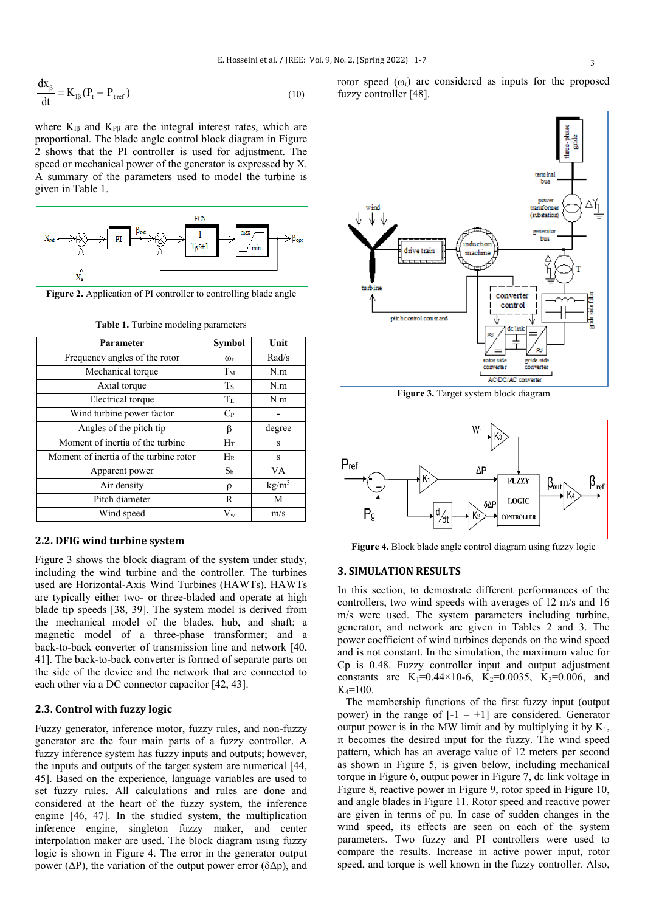$$\frac{dx_{\beta}}{dt} = K_{I\beta}(P_t - P_{t\,ref}) \tag{10}$$

where $K_{I\beta}$ and $K_{P\beta}$ are the integral interest rates, which are proportional. The blade angle control block diagram in Figure 2 shows that the PI controller is used for adjustment. The speed or mechanical power of the generator is expressed by X. A summary of the parameters used to model the turbine is given in Table 1.

**Figure 2.** Application of PI controller to controlling blade angle

**Table 1.** Turbine modeling parameters

| Parameter | Symbol | Unit |
|---|---|---|
| Frequency angles of the rotor | $\omega_r$ | Rad/s |
| Mechanical torque | $T_M$ | N.m |
| Axial torque | $T_S$ | N.m |
| Electrical torque | $T_E$ | N.m |
| Wind turbine power factor | $C_P$ | - |
| Angles of the pitch tip | $\beta$ | degree |
| Moment of inertia of the turbine | $H_T$ | s |
| Moment of inertia of the turbine rotor | $H_R$ | s |
| Apparent power | $S_b$ | VA |
| Air density | $\rho$ | kg/m$^3$ |
| Pitch diameter | R | M |
| Wind speed | $V_w$ | m/s |

### 2.2. DFIG wind turbine system

Figure 3 shows the block diagram of the system under study, including the wind turbine and the controller. The turbines used are Horizontal-Axis Wind Turbines (HAWTs). HAWTs are typically either two- or three-bladed and operate at high blade tip speeds [38, 39]. The system model is derived from the mechanical model of the blades, hub, and shaft; a magnetic model of a three-phase transformer; and a back-to-back converter of transmission line and network [40, 41]. The back-to-back converter is formed of separate parts on the side of the device and the network that are connected to each other via a DC connector capacitor [42, 43].

### 2.3. Control with fuzzy logic

Fuzzy generator, inference motor, fuzzy rules, and non-fuzzy generator are the four main parts of a fuzzy controller. A fuzzy inference system has fuzzy inputs and outputs; however, the inputs and outputs of the target system are numerical [44, 45]. Based on the experience, language variables are used to set fuzzy rules. All calculations and rules are done and considered at the heart of the fuzzy system, the inference engine [46, 47]. In the studied system, the multiplication inference engine, singleton fuzzy maker, and center interpolation maker are used. The block diagram using fuzzy logic is shown in Figure 4. The error in the generator output power ($\Delta$P), the variation of the output power error ($\delta\Delta$p), and rotor speed ($\omega_r$) are considered as inputs for the proposed fuzzy controller [48].

**Figure 3.** Target system block diagram

**Figure 4.** Block blade angle control diagram using fuzzy logic

## 3. SIMULATION RESULTS

In this section, to demonstrate different performances of the controllers, two wind speeds with averages of 12 m/s and 16 m/s were used. The system parameters including turbine, generator, and network are given in Tables 2 and 3. The power coefficient of wind turbines depends on the wind speed and is not constant. In the simulation, the maximum value for Cp is 0.48. Fuzzy controller input and output adjustment constants are $K_1$=0.44×10-6, $K_2$=0.0035, $K_3$=0.006, and $K_4$=100.

The membership functions of the first fuzzy input (output power) in the range of [-1 – +1] are considered. Generator output power is in the MW limit and by multiplying it by $K_1$, it becomes the desired input for the fuzzy. The wind speed pattern, which has an average value of 12 meters per second as shown in Figure 5, is given below, including mechanical torque in Figure 6, output power in Figure 7, dc link voltage in Figure 8, reactive power in Figure 9, rotor speed in Figure 10, and angle blades in Figure 11. Rotor speed and reactive power are given in terms of pu. In case of sudden changes in the wind speed, its effects are seen on each of the system parameters. Two fuzzy and PI controllers were used to compare the results. Increase in active power input, rotor speed, and torque is well known in the fuzzy controller. Also,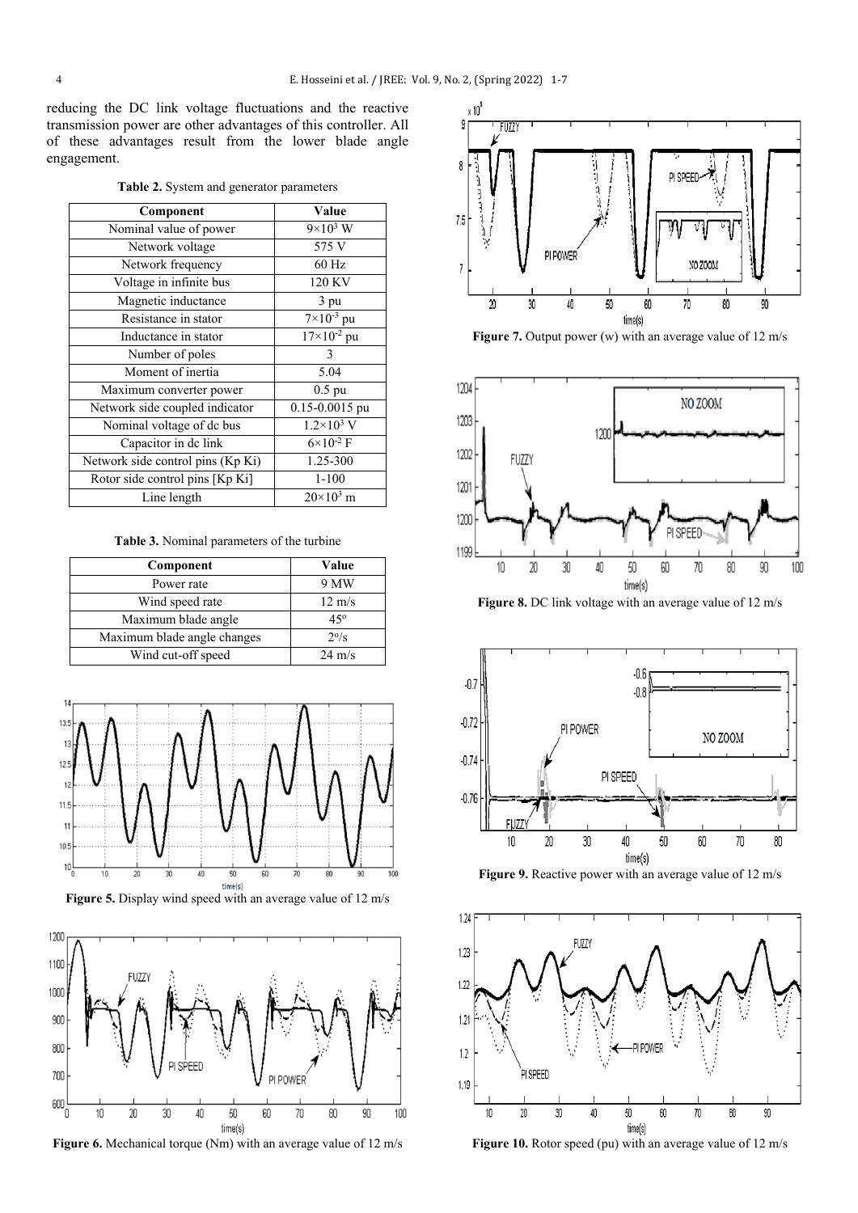reducing the DC link voltage fluctuations and the reactive transmission power are other advantages of this controller. All of these advantages result from the lower blade angle engagement.

**Table 2.** System and generator parameters

| Component | Value |
| --- | --- |
| Nominal value of power | $9\times10^3$ W |
| Network voltage | 575 V |
| Network frequency | 60 Hz |
| Voltage in infinite bus | 120 KV |
| Magnetic inductance | 3 pu |
| Resistance in stator | $7\times10^{-3}$ pu |
| Inductance in stator | $17\times10^{-2}$ pu |
| Number of poles | 3 |
| Moment of inertia | 5.04 |
| Maximum converter power | 0.5 pu |
| Network side coupled indicator | 0.15-0.0015 pu |
| Nominal voltage of dc bus | $1.2\times10^3$ V |
| Capacitor in dc link | $6\times10^{-2}$ F |
| Network side control pins (Kp Ki) | 1.25-300 |
| Rotor side control pins [Kp Ki] | 1-100 |
| Line length | $20\times10^3$ m |

**Table 3.** Nominal parameters of the turbine

| Component | Value |
| --- | --- |
| Power rate | 9 MW |
| Wind speed rate | 12 m/s |
| Maximum blade angle | 45º |
| Maximum blade angle changes | 2º/s |
| Wind cut-off speed | 24 m/s |

**Figure 5.** Display wind speed with an average value of 12 m/s

**Figure 6.** Mechanical torque (Nm) with an average value of 12 m/s

**Figure 7.** Output power (w) with an average value of 12 m/s

**Figure 8.** DC link voltage with an average value of 12 m/s

**Figure 9.** Reactive power with an average value of 12 m/s

**Figure 10.** Rotor speed (pu) with an average value of 12 m/s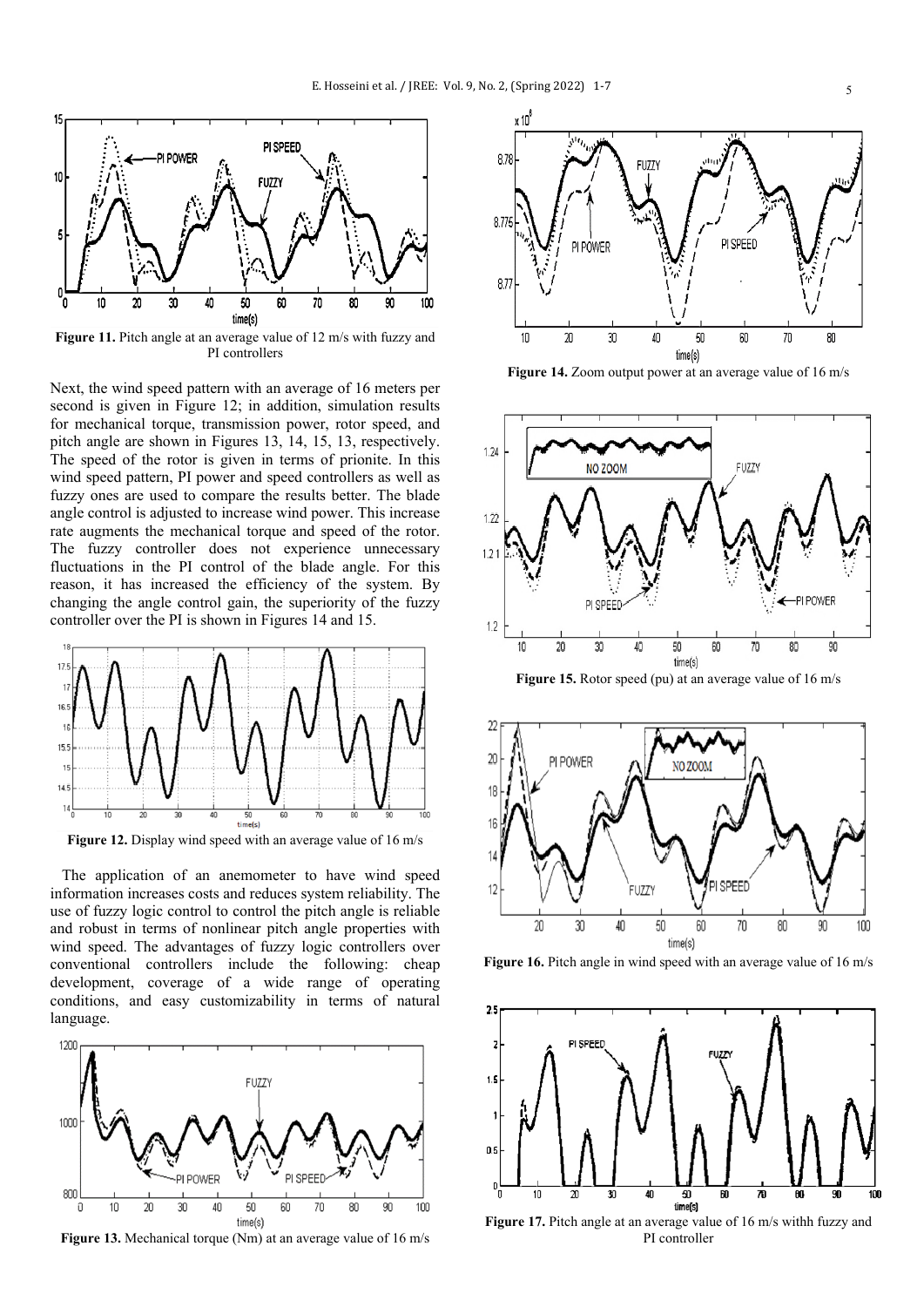**Figure 11.** Pitch angle at an average value of 12 m/s with fuzzy and PI controllers

Next, the wind speed pattern with an average of 16 meters per second is given in Figure 12; in addition, simulation results for mechanical torque, transmission power, rotor speed, and pitch angle are shown in Figures 13, 14, 15, 13, respectively. The speed of the rotor is given in terms of prionite. In this wind speed pattern, PI power and speed controllers as well as fuzzy ones are used to compare the results better. The blade angle control is adjusted to increase wind power. This increase rate augments the mechanical torque and speed of the rotor. The fuzzy controller does not experience unnecessary fluctuations in the PI control of the blade angle. For this reason, it has increased the efficiency of the system. By changing the angle control gain, the superiority of the fuzzy controller over the PI is shown in Figures 14 and 15.

**Figure 12.** Display wind speed with an average value of 16 m/s

The application of an anemometer to have wind speed information increases costs and reduces system reliability. The use of fuzzy logic control to control the pitch angle is reliable and robust in terms of nonlinear pitch angle properties with wind speed. The advantages of fuzzy logic controllers over conventional controllers include the following: cheap development, coverage of a wide range of operating conditions, and easy customizability in terms of natural language.

**Figure 13.** Mechanical torque (Nm) at an average value of 16 m/s

**Figure 14.** Zoom output power at an average value of 16 m/s

**Figure 15.** Rotor speed (pu) at an average value of 16 m/s

**Figure 16.** Pitch angle in wind speed with an average value of 16 m/s

**Figure 17.** Pitch angle at an average value of 16 m/s withh fuzzy and PI controller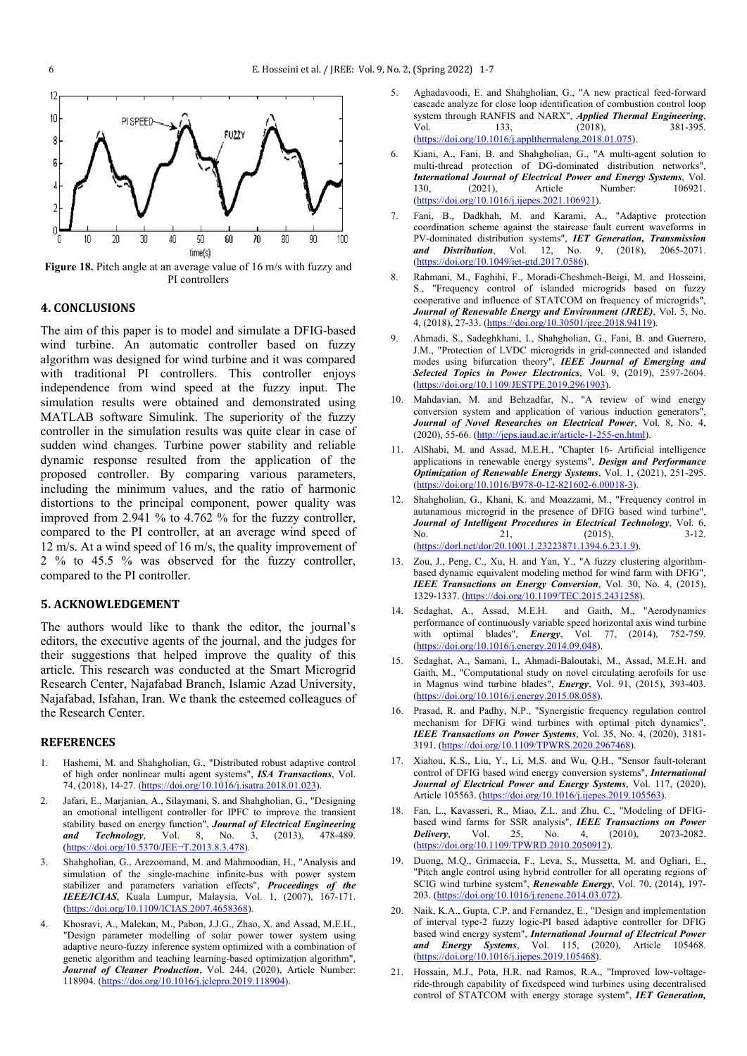**Figure 18.** Pitch angle at an average value of 16 m/s with fuzzy and PI controllers

## 4. CONCLUSIONS

The aim of this paper is to model and simulate a DFIG-based wind turbine. An automatic controller based on fuzzy algorithm was designed for wind turbine and it was compared with traditional PI controllers. This controller enjoys independence from wind speed at the fuzzy input. The simulation results were obtained and demonstrated using MATLAB software Simulink. The superiority of the fuzzy controller in the simulation results was quite clear in case of sudden wind changes. Turbine power stability and reliable dynamic response resulted from the application of the proposed controller. By comparing various parameters, including the minimum values, and the ratio of harmonic distortions to the principal component, power quality was improved from 2.941 % to 4.762 % for the fuzzy controller, compared to the PI controller, at an average wind speed of 12 m/s. At a wind speed of 16 m/s, the quality improvement of 2 % to 45.5 % was observed for the fuzzy controller, compared to the PI controller.

## 5. ACKNOWLEDGEMENT

The authors would like to thank the editor, the journal's editors, the executive agents of the journal, and the judges for their suggestions that helped improve the quality of this article. This research was conducted at the Smart Microgrid Research Center, Najafabad Branch, Islamic Azad University, Najafabad, Isfahan, Iran. We thank the esteemed colleagues of the Research Center.

## REFERENCES

1. Hashemi, M. and Shahgholian, G., "Distributed robust adaptive control of high order nonlinear multi agent systems", ***ISA Transactions***, Vol. 74, (2018), 14-27. (https://doi.org/10.1016/j.isatra.2018.01.023).
2. Jafari, E., Marjanian, A., Silaymani, S. and Shahgholian, G., "Designing an emotional intelligent controller for IPFC to improve the transient stability based on energy function", ***Journal of Electrical Engineering and Technology***, Vol. 8, No. 3, (2013), 478-489. (https://doi.org/10.5370/JEE¬T.2013.8.3.478).
3. Shahgholian, G., Arezoomand, M. and Mahmoodian, H., "Analysis and simulation of the single-machine infinite-bus with power system stabilizer and parameters variation effects", ***Proceedings of the IEEE/ICIAS***, Kuala Lumpur, Malaysia, Vol. 1, (2007), 167-171. (https://doi.org/10.1109/ICIAS.2007.4658368).
4. Khosravi, A., Malekan, M., Pabon, J.J.G., Zhao, X. and Assad, M.E.H., "Design parameter modelling of solar power tower system using adaptive neuro-fuzzy inference system optimized with a combination of genetic algorithm and teaching learning-based optimization algorithm", ***Journal of Cleaner Production***, Vol. 244, (2020), Article Number: 118904. (https://doi.org/10.1016/j.jclepro.2019.118904).
5. Aghadavoodi, E. and Shahgholian, G., "A new practical feed-forward cascade analyze for close loop identification of combustion control loop system through RANFIS and NARX", ***Applied Thermal Engineering***, Vol. 133, (2018), 381-395. (https://doi.org/10.1016/j.applthermaleng.2018.01.075).
6. Kiani, A., Fani, B. and Shahgholian, G., "A multi-agent solution to multi-thread protection of DG-dominated distribution networks", ***International Journal of Electrical Power and Energy Systems***, Vol. 130, (2021), Article Number: 106921. (https://doi.org/10.1016/j.ijepes.2021.106921).
7. Fani, B., Dadkhah, M. and Karami, A., "Adaptive protection coordination scheme against the staircase fault current waveforms in PV-dominated distribution systems", ***IET Generation, Transmission and Distribution***, Vol. 12, No. 9, (2018), 2065-2071. (https://doi.org/10.1049/iet-gtd.2017.0586).
8. Rahmani, M., Faghihi, F., Moradi-Cheshmeh-Beigi, M. and Hosseini, S., "Frequency control of islanded microgrids based on fuzzy cooperative and influence of STATCOM on frequency of microgrids", ***Journal of Renewable Energy and Environment (JREE)***, Vol. 5, No. 4, (2018), 27-33. (https://doi.org/10.30501/jree.2018.94119).
9. Ahmadi, S., Sadeghkhani, I., Shahgholian, G., Fani, B. and Guerrero, J.M., "Protection of LVDC microgrids in grid-connected and islanded modes using bifurcation theory", ***IEEE Journal of Emerging and Selected Topics in Power Electronics***, Vol. 9, (2019), 2597-2604. (https://doi.org/10.1109/JESTPE.2019.2961903).
10. Mahdavian, M. and Behzadfar, N., "A review of wind energy conversion system and application of various induction generators", ***Journal of Novel Researches on Electrical Power***, Vol. 8, No. 4, (2020), 55-66. (http://jeps.iaud.ac.ir/article-1-255-en.html).
11. AlShabi, M. and Assad, M.E.H., "Chapter 16- Artificial intelligence applications in renewable energy systems", ***Design and Performance Optimization of Renewable Energy Systems***, Vol. 1, (2021), 251-295. (https://doi.org/10.1016/B978-0-12-821602-6.00018-3).
12. Shahgholian, G., Khani, K. and Moazzami, M., "Frequency control in autanamous microgrid in the presence of DFIG based wind turbine", ***Journal of Intelligent Procedures in Electrical Technology***, Vol. 6, No. 21, (2015), 3-12. (https://dorl.net/dor/20.1001.1.23223871.1394.6.23.1.9).
13. Zou, J., Peng, C., Xu, H. and Yan, Y., "A fuzzy clustering algorithm-based dynamic equivalent modeling method for wind farm with DFIG", ***IEEE Transactions on Energy Conversion***, Vol. 30, No. 4, (2015), 1329-1337. (https://doi.org/10.1109/TEC.2015.2431258).
14. Sedaghat, A., Assad, M.E.H. and Gaith, M., "Aerodynamics performance of continuously variable speed horizontal axis wind turbine with optimal blades", ***Energy***, Vol. 77, (2014), 752-759. (https://doi.org/10.1016/j.energy.2014.09.048).
15. Sedaghat, A., Samani, I., Ahmadi-Baloutaki, M., Assad, M.E.H. and Gaith, M., "Computational study on novel circulating aerofoils for use in Magnus wind turbine blades", ***Energy***, Vol. 91, (2015), 393-403. (https://doi.org/10.1016/j.energy.2015.08.058).
16. Prasad, R. and Padhy, N.P., "Synergistic frequency regulation control mechanism for DFIG wind turbines with optimal pitch dynamics", ***IEEE Transactions on Power Systems***, Vol. 35, No. 4, (2020), 3181-3191. (https://doi.org/10.1109/TPWRS.2020.2967468).
17. Xiahou, K.S., Liu, Y., Li, M.S. and Wu, Q.H., "Sensor fault-tolerant control of DFIG based wind energy conversion systems", ***International Journal of Electrical Power and Energy Systems***, Vol. 117, (2020), Article 105563. (https://doi.org/10.1016/j.ijepes.2019.105563).
18. Fan, L., Kavasseri, R., Miao, Z.L. and Zhu, C., "Modeling of DFIG-based wind farms for SSR analysis", ***IEEE Transactions on Power Delivery***, Vol. 25, No. 4, (2010), 2073-2082. (https://doi.org/10.1109/TPWRD.2010.2050912).
19. Duong, M.Q., Grimaccia, F., Leva, S., Mussetta, M. and Ogliari, E., "Pitch angle control using hybrid controller for all operating regions of SCIG wind turbine system", ***Renewable Energy***, Vol. 70, (2014), 197-203. (https://doi.org/10.1016/j.renene.2014.03.072).
20. Naik, K.A., Gupta, C.P. and Fernandez, E., "Design and implementation of interval type-2 fuzzy logic-PI based adaptive controller for DFIG based wind energy system", ***International Journal of Electrical Power and Energy Systems***, Vol. 115, (2020), Article 105468. (https://doi.org/10.1016/j.ijepes.2019.105468).
21. Hossain, M.J., Pota, H.R. nad Ramos, R.A., "Improved low-voltage-ride-through capability of fixedspeed wind turbines using decentralised control of STATCOM with energy storage system", ***IET Generation,***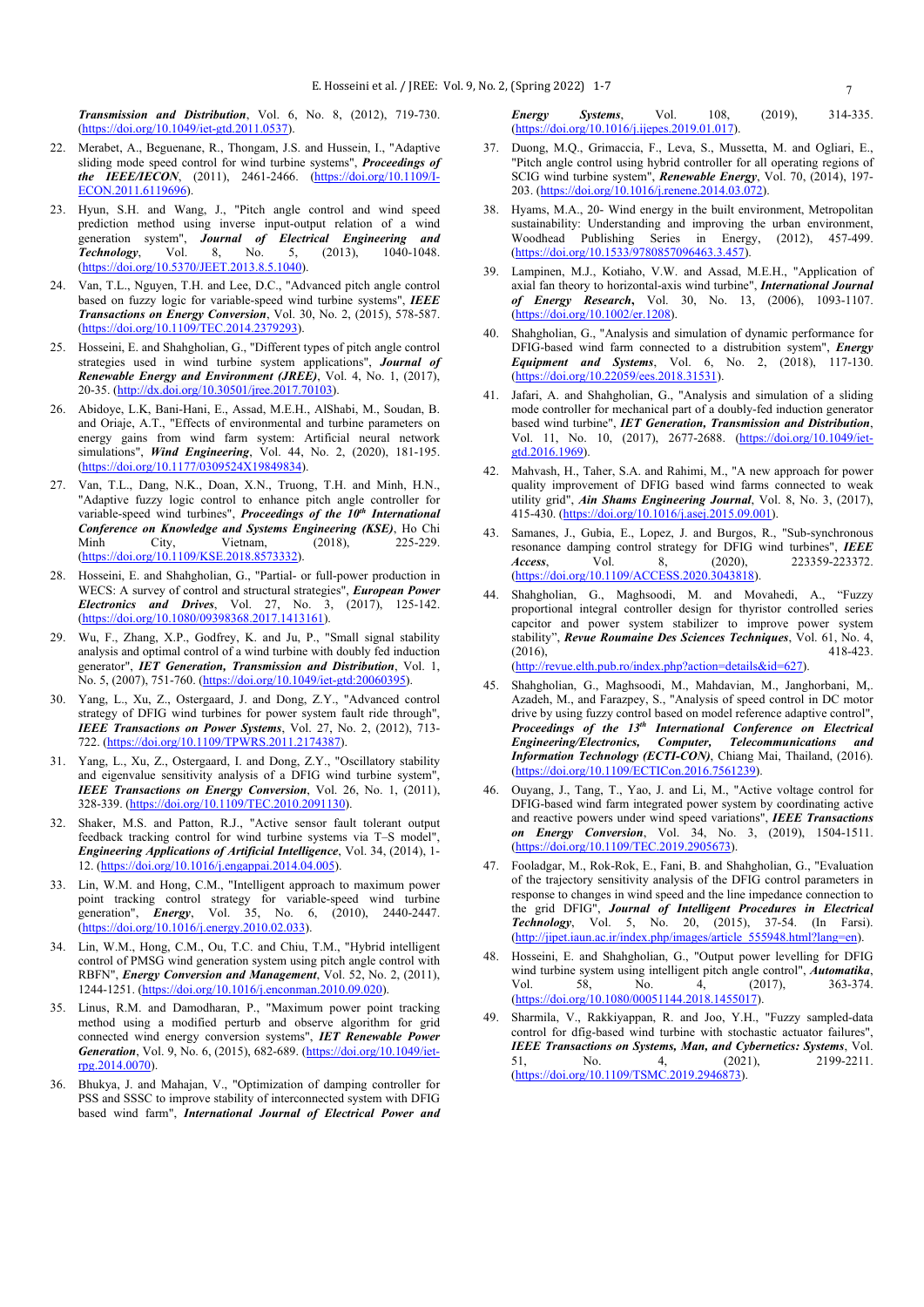***Transmission and Distribution***, Vol. 6, No. 8, (2012), 719-730. (https://doi.org/10.1049/iet-gtd.2011.0537).

22. Merabet, A., Beguenane, R., Thongam, J.S. and Hussein, I., "Adaptive sliding mode speed control for wind turbine systems", ***Proceedings of the IEEE/IECON***, (2011), 2461-2466. (https://doi.org/10.1109/IECON.2011.6119696).
23. Hyun, S.H. and Wang, J., "Pitch angle control and wind speed prediction method using inverse input-output relation of a wind generation system", ***Journal of Electrical Engineering and Technology***, Vol. 8, No. 5, (2013), 1040-1048. (https://doi.org/10.5370/JEET.2013.8.5.1040).
24. Van, T.L., Nguyen, T.H. and Lee, D.C., "Advanced pitch angle control based on fuzzy logic for variable-speed wind turbine systems", ***IEEE Transactions on Energy Conversion***, Vol. 30, No. 2, (2015), 578-587. (https://doi.org/10.1109/TEC.2014.2379293).
25. Hosseini, E. and Shahgholian, G., "Different types of pitch angle control strategies used in wind turbine system applications", ***Journal of Renewable Energy and Environment (JREE)***, Vol. 4, No. 1, (2017), 20-35. (http://dx.doi.org/10.30501/jree.2017.70103).
26. Abidoye, L.K, Bani-Hani, E., Assad, M.E.H., AlShabi, M., Soudan, B. and Oriaje, A.T., "Effects of environmental and turbine parameters on energy gains from wind farm system: Artificial neural network simulations", ***Wind Engineering***, Vol. 44, No. 2, (2020), 181-195. (https://doi.org/10.1177/0309524X19849834).
27. Van, T.L., Dang, N.K., Doan, X.N., Truong, T.H. and Minh, H.N., "Adaptive fuzzy logic control to enhance pitch angle controller for variable-speed wind turbines", ***Proceedings of the 10th International Conference on Knowledge and Systems Engineering (KSE)***, Ho Chi Minh City, Vietnam, (2018), 225-229. (https://doi.org/10.1109/KSE.2018.8573332).
28. Hosseini, E. and Shahgholian, G., "Partial- or full-power production in WECS: A survey of control and structural strategies", ***European Power Electronics and Drives***, Vol. 27, No. 3, (2017), 125-142. (https://doi.org/10.1080/09398368.2017.1413161).
29. Wu, F., Zhang, X.P., Godfrey, K. and Ju, P., "Small signal stability analysis and optimal control of a wind turbine with doubly fed induction generator", ***IET Generation, Transmission and Distribution***, Vol. 1, No. 5, (2007), 751-760. (https://doi.org/10.1049/iet-gtd:20060395).
30. Yang, L., Xu, Z., Ostergaard, J. and Dong, Z.Y., "Advanced control strategy of DFIG wind turbines for power system fault ride through", ***IEEE Transactions on Power Systems***, Vol. 27, No. 2, (2012), 713-722. (https://doi.org/10.1109/TPWRS.2011.2174387).
31. Yang, L., Xu, Z., Ostergaard, I. and Dong, Z.Y., "Oscillatory stability and eigenvalue sensitivity analysis of a DFIG wind turbine system", ***IEEE Transactions on Energy Conversion***, Vol. 26, No. 1, (2011), 328-339. (https://doi.org/10.1109/TEC.2010.2091130).
32. Shaker, M.S. and Patton, R.J., "Active sensor fault tolerant output feedback tracking control for wind turbine systems via T–S model", ***Engineering Applications of Artificial Intelligence***, Vol. 34, (2014), 1-12. (https://doi.org/10.1016/j.engappai.2014.04.005).
33. Lin, W.M. and Hong, C.M., "Intelligent approach to maximum power point tracking control strategy for variable-speed wind turbine generation", ***Energy***, Vol. 35, No. 6, (2010), 2440-2447. (https://doi.org/10.1016/j.energy.2010.02.033).
34. Lin, W.M., Hong, C.M., Ou, T.C. and Chiu, T.M., "Hybrid intelligent control of PMSG wind generation system using pitch angle control with RBFN", ***Energy Conversion and Management***, Vol. 52, No. 2, (2011), 1244-1251. (https://doi.org/10.1016/j.enconman.2010.09.020).
35. Linus, R.M. and Damodharan, P., "Maximum power point tracking method using a modified perturb and observe algorithm for grid connected wind energy conversion systems", ***IET Renewable Power Generation***, Vol. 9, No. 6, (2015), 682-689. (https://doi.org/10.1049/iet-rpg.2014.0070).
36. Bhukya, J. and Mahajan, V., "Optimization of damping controller for PSS and SSSC to improve stability of interconnected system with DFIG based wind farm", ***International Journal of Electrical Power and Energy Systems***, Vol. 108, (2019), 314-335. (https://doi.org/10.1016/j.ijepes.2019.01.017).
37. Duong, M.Q., Grimaccia, F., Leva, S., Mussetta, M. and Ogliari, E., "Pitch angle control using hybrid controller for all operating regions of SCIG wind turbine system", ***Renewable Energy***, Vol. 70, (2014), 197-203. (https://doi.org/10.1016/j.renene.2014.03.072).
38. Hyams, M.A., 20- Wind energy in the built environment, Metropolitan sustainability: Understanding and improving the urban environment, Woodhead Publishing Series in Energy, (2012), 457-499. (https://doi.org/10.1533/9780857096463.3.457).
39. Lampinen, M.J., Kotiaho, V.W. and Assad, M.E.H., "Application of axial fan theory to horizontal-axis wind turbine", ***International Journal of Energy Research***, Vol. 30, No. 13, (2006), 1093-1107. (https://doi.org/10.1002/er.1208).
40. Shahgholian, G., "Analysis and simulation of dynamic performance for DFIG-based wind farm connected to a distrubution system", ***Energy Equipment and Systems***, Vol. 6, No. 2, (2018), 117-130. (https://doi.org/10.22059/ees.2018.31531).
41. Jafari, A. and Shahgholian, G., "Analysis and simulation of a sliding mode controller for mechanical part of a doubly-fed induction generator based wind turbine", ***IET Generation, Transmission and Distribution***, Vol. 11, No. 10, (2017), 2677-2688. (https://doi.org/10.1049/iet-gtd.2016.1969).
42. Mahvash, H., Taher, S.A. and Rahimi, M., "A new approach for power quality improvement of DFIG based wind farms connected to weak utility grid", ***Ain Shams Engineering Journal***, Vol. 8, No. 3, (2017), 415-430. (https://doi.org/10.1016/j.asej.2015.09.001).
43. Samanes, J., Gubia, E., Lopez, J. and Burgos, R., "Sub-synchronous resonance damping control strategy for DFIG wind turbines", ***IEEE Access***, Vol. 8, (2020), 223359-223372. (https://doi.org/10.1109/ACCESS.2020.3043818).
44. Shahgholian, G., Maghsoodi, M. and Movahedi, A., "Fuzzy proportional integral controller design for thyristor controlled series capcitor and power system stabilizer to improve power system stability", ***Revue Roumaine Des Sciences Techniques***, Vol. 61, No. 4, (2016), 418-423. (http://revue.elth.pub.ro/index.php?action=details&id=627).
45. Shahgholian, G., Maghsoodi, M., Mahdavian, M., Janghorbani, M,. Azadeh, M., and Farazpey, S., "Analysis of speed control in DC motor drive by using fuzzy control based on model reference adaptive control", ***Proceedings of the 13th International Conference on Electrical Engineering/Electronics, Computer, Telecommunications and Information Technology (ECTI-CON)***, Chiang Mai, Thailand, (2016). (https://doi.org/10.1109/ECTICon.2016.7561239).
46. Ouyang, J., Tang, T., Yao, J. and Li, M., "Active voltage control for DFIG-based wind farm integrated power system by coordinating active and reactive powers under wind speed variations", ***IEEE Transactions on Energy Conversion***, Vol. 34, No. 3, (2019), 1504-1511. (https://doi.org/10.1109/TEC.2019.2905673).
47. Fooladgar, M., Rok-Rok, E., Fani, B. and Shahgholian, G., "Evaluation of the trajectory sensitivity analysis of the DFIG control parameters in response to changes in wind speed and the line impedance connection to the grid DFIG", ***Journal of Intelligent Procedures in Electrical Technology***, Vol. 5, No. 20, (2015), 37-54. (In Farsi). (http://jipet.iaun.ac.ir/index.php/images/article_555948.html?lang=en).
48. Hosseini, E. and Shahgholian, G., "Output power levelling for DFIG wind turbine system using intelligent pitch angle control", ***Automatika***, Vol. 58, No. 4, (2017), 363-374. (https://doi.org/10.1080/00051144.2018.1455017).
49. Sharmila, V., Rakkiyappan, R. and Joo, Y.H., "Fuzzy sampled-data control for dfig-based wind turbine with stochastic actuator failures", ***IEEE Transactions on Systems, Man, and Cybernetics: Systems***, Vol. 51, No. 4, (2021), 2199-2211. (https://doi.org/10.1109/TSMC.2019.2946873).